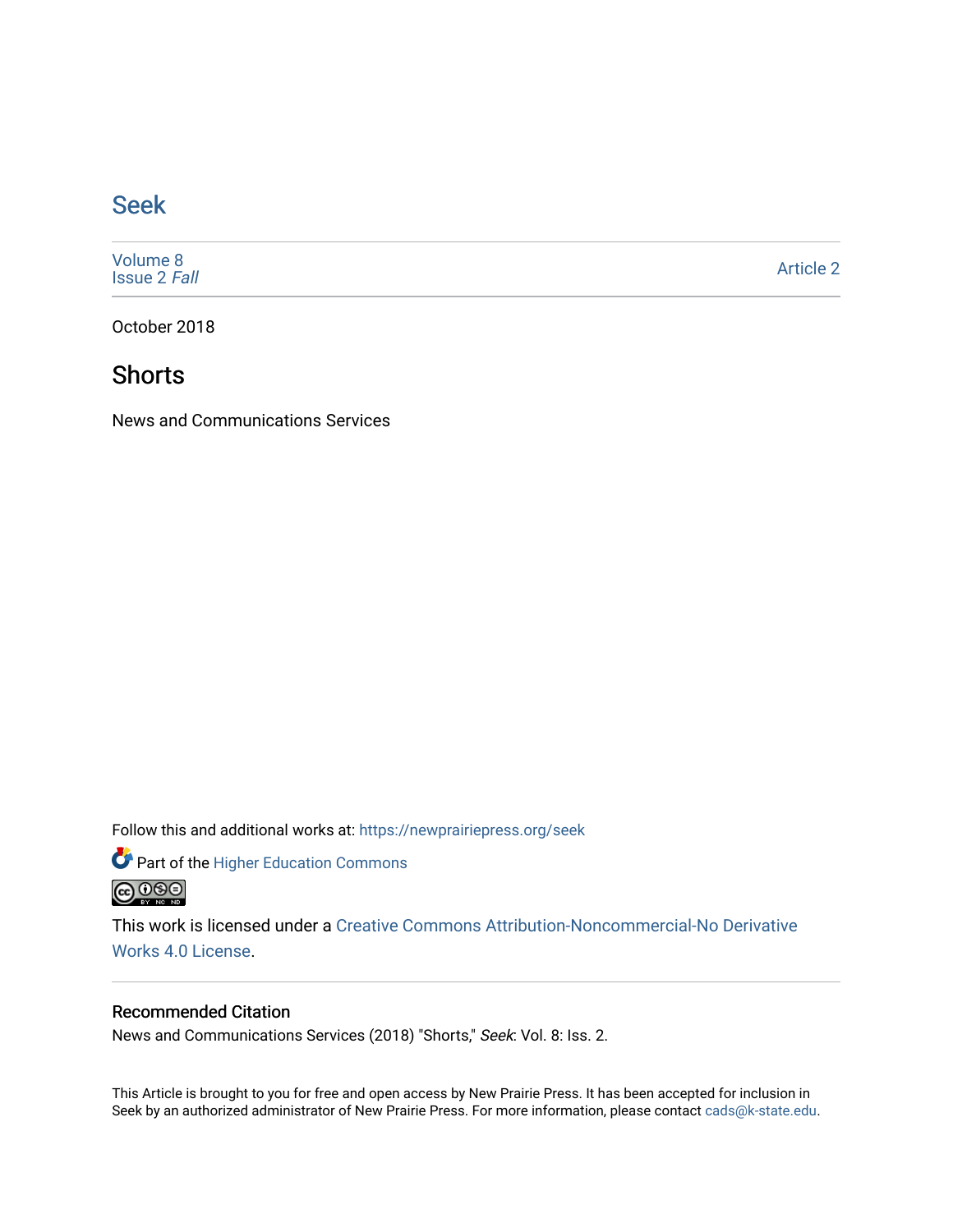# Seek

Volume 8
Issue 2 *Fall*

Article 2

October 2018

## Shorts

News and Communications Services

Follow this and additional works at: https://newprairiepress.org/seek

Part of the Higher Education Commons

This work is licensed under a Creative Commons Attribution-Noncommercial-No Derivative Works 4.0 License.

### Recommended Citation

News and Communications Services (2018) "Shorts," *Seek*: Vol. 8: Iss. 2.

This Article is brought to you for free and open access by New Prairie Press. It has been accepted for inclusion in Seek by an authorized administrator of New Prairie Press. For more information, please contact cads@k-state.edu.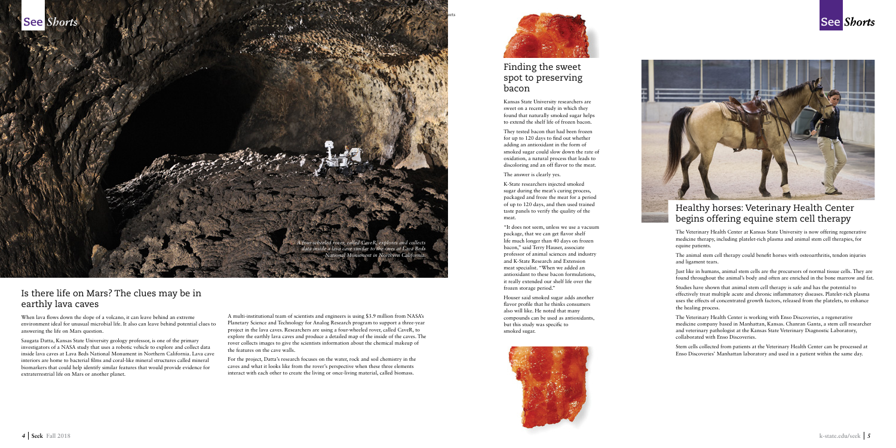*A four-wheeled rover, called CaveR, explores and collects data inside a lava cave similar to the ones at Lava Beds National Monument in Northern California.*

## Is there life on Mars? The clues may be in earthly lava caves

When lava flows down the slope of a volcano, it can leave behind an extreme environment ideal for unusual microbial life. It also can leave behind potential clues to answering the life on Mars question.

Saugata Datta, Kansas State University geology professor, is one of the primary investigators of a NASA study that uses a robotic vehicle to explore and collect data inside lava caves at Lava Beds National Monument in Northern California. Lava cave interiors are home to bacterial films and coral-like mineral structures called mineral biomarkers that could help identify similar features that would provide evidence for extraterrestrial life on Mars or another planet.

A multi-institutional team of scientists and engineers is using $3.9 million from NASA's Planetary Science and Technology for Analog Research program to support a three-year project in the lava caves. Researchers are using a four-wheeled rover, called CaveR, to explore the earthly lava caves and produce a detailed map of the inside of the caves. The rover collects images to give the scientists information about the chemical makeup of the features on the cave walls.

For the project, Datta's research focuses on the water, rock and soil chemistry in the caves and what it looks like from the rover's perspective when these three elements interact with each other to create the living or once-living material, called biomass.

## Finding the sweet spot to preserving bacon

Kansas State University researchers are sweet on a recent study in which they found that naturally smoked sugar helps to extend the shelf life of frozen bacon.

They tested bacon that had been frozen for up to 120 days to find out whether adding an antioxidant in the form of smoked sugar could slow down the rate of oxidation, a natural process that leads to discoloring and an off flavor to the meat.

The answer is clearly yes.

K-State researchers injected smoked sugar during the meat's curing process, packaged and froze the meat for a period of up to 120 days, and then used trained taste panels to verify the quality of the meat.

"It does not seem, unless we use a vacuum package, that we can get flavor shelf life much longer than 40 days on frozen bacon," said Terry Houser, associate professor of animal sciences and industry and K-State Research and Extension meat specialist. "When we added an antioxidant to these bacon formulations, it really extended our shelf life over the frozen storage period."

Houser said smoked sugar adds another flavor profile that he thinks consumers also will like. He noted that many compounds can be used as antioxidants, but this study was specific to smoked sugar.

## Healthy horses: Veterinary Health Center begins offering equine stem cell therapy

The Veterinary Health Center at Kansas State University is now offering regenerative medicine therapy, including platelet-rich plasma and animal stem cell therapies, for equine patients.

The animal stem cell therapy could benefit horses with osteoarthritis, tendon injuries and ligament tears.

Just like in humans, animal stem cells are the precursors of normal tissue cells. They are found throughout the animal's body and often are enriched in the bone marrow and fat.

Studies have shown that animal stem cell therapy is safe and has the potential to effectively treat multiple acute and chronic inflammatory diseases. Platelet-rich plasma uses the effects of concentrated growth factors, released from the platelets, to enhance the healing process.

The Veterinary Health Center is working with Enso Discoveries, a regenerative medicine company based in Manhattan, Kansas. Chanran Ganta, a stem cell researcher and veterinary pathologist at the Kansas State Veterinary Diagnostic Laboratory, collaborated with Enso Discoveries.

Stem cells collected from patients at the Veterinary Health Center can be processed at Enso Discoveries' Manhattan laboratory and used in a patient within the same day.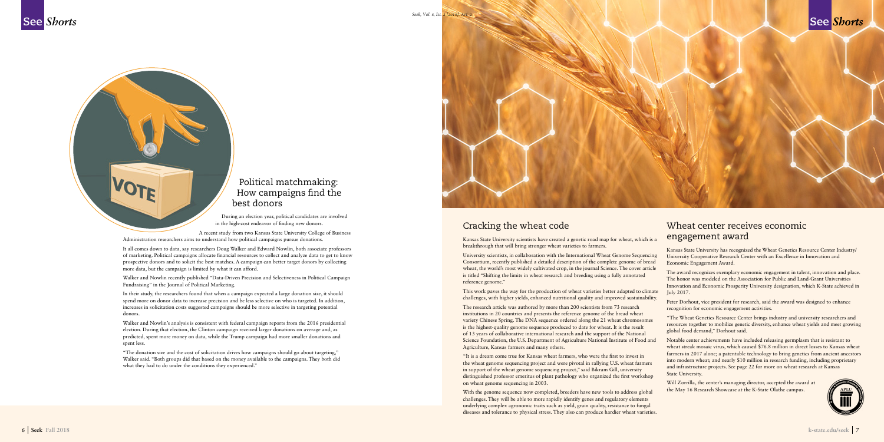## Political matchmaking: How campaigns find the best donors

During an election year, political candidates are involved in the high-cost endeavor of finding new donors.

A recent study from two Kansas State University College of Business Administration researchers aims to understand how political campaigns pursue donations.

It all comes down to data, say researchers Doug Walker and Edward Nowlin, both associate professors of marketing. Political campaigns allocate financial resources to collect and analyze data to get to know prospective donors and to solicit the best matches. A campaign can better target donors by collecting more data, but the campaign is limited by what it can afford.

Walker and Nowlin recently published "Data-Driven Precision and Selectiveness in Political Campaign Fundraising" in the Journal of Political Marketing.

In their study, the researchers found that when a campaign expected a large donation size, it should spend more on donor data to increase precision and be less selective on who is targeted. In addition, increases in solicitation costs suggested campaigns should be more selective in targeting potential donors.

Walker and Nowlin's analysis is consistent with federal campaign reports from the 2016 presidential election. During that election, the Clinton campaign received larger donations on average and, as predicted, spent more money on data, while the Trump campaign had more smaller donations and spent less.

"The donation size and the cost of solicitation drives how campaigns should go about targeting," Walker said. "Both groups did that based on the money available to the campaigns. They both did what they had to do under the conditions they experienced."

## Cracking the wheat code

Kansas State University scientists have created a genetic road map for wheat, which is a breakthrough that will bring stronger wheat varieties to farmers.

University scientists, in collaboration with the International Wheat Genome Sequencing Consortium, recently published a detailed description of the complete genome of bread wheat, the world's most widely cultivated crop, in the journal Science. The cover article is titled "Shifting the limits in wheat research and breeding using a fully annotated reference genome."

This work paves the way for the production of wheat varieties better adapted to climate challenges, with higher yields, enhanced nutritional quality and improved sustainability.

The research article was authored by more than 200 scientists from 73 research institutions in 20 countries and presents the reference genome of the bread wheat variety Chinese Spring. The DNA sequence ordered along the 21 wheat chromosomes is the highest-quality genome sequence produced to date for wheat. It is the result of 13 years of collaborative international research and the support of the National Science Foundation, the U.S. Department of Agriculture National Institute of Food and Agriculture, Kansas farmers and many others.

"It is a dream come true for Kansas wheat farmers, who were the first to invest in the wheat genome sequencing project and were pivotal in rallying U.S. wheat farmers in support of the wheat genome sequencing project," said Bikram Gill, university distinguished professor emeritus of plant pathology who organized the first workshop on wheat genome sequencing in 2003.

With the genome sequence now completed, breeders have new tools to address global challenges. They will be able to more rapidly identify genes and regulatory elements underlying complex agronomic traits such as yield, grain quality, resistance to fungal diseases and tolerance to physical stress. They also can produce hardier wheat varieties.

## Wheat center receives economic engagement award

Kansas State University has recognized the Wheat Genetics Resource Center Industry/University Cooperative Research Center with an Excellence in Innovation and Economic Engagement Award.

The award recognizes exemplary economic engagement in talent, innovation and place. The honor was modeled on the Association for Public and Land-Grant Universities Innovation and Economic Prosperity University designation, which K-State achieved in July 2017.

Peter Dorhout, vice president for research, said the award was designed to enhance recognition for economic engagement activities.

"The Wheat Genetics Resource Center brings industry and university researchers and resources together to mobilize genetic diversity, enhance wheat yields and meet growing global food demand," Dorhout said.

Notable center achievements have included releasing germplasm that is resistant to wheat streak mosaic virus, which caused $76.8 million in direct losses to Kansas wheat farmers in 2017 alone; a patentable technology to bring genetics from ancient ancestors into modern wheat; and nearly $10 million in research funding, including proprietary and infrastructure projects. See page 22 for more on wheat research at Kansas State University.

Will Zorrilla, the center's managing director, accepted the award at the May 16 Research Showcase at the K-State Olathe campus.